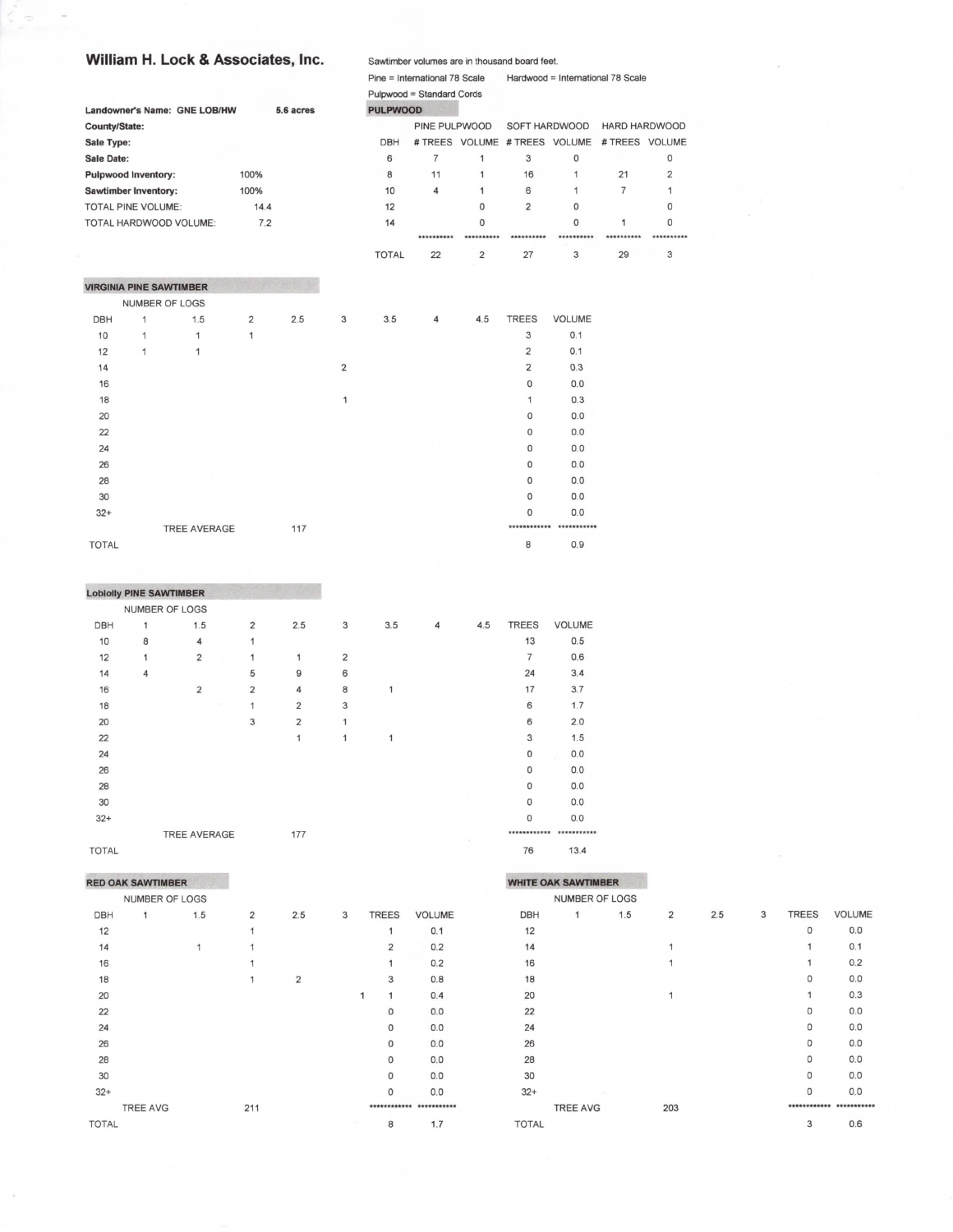## William H. Lock & Associates, Inc.

Sawtimber volumes are in thousand board feet.

Pine = International 78 Scale    Hardwood = International 78 Scale

Pulpwood = Standard Cords

| | | |
|---|---|---|
| **Landowner's Name: GNE LOB/HW** | **5.6 acres** | |
| **County/State:** | | |
| **Sale Type:** | | |
| **Sale Date:** | | |
| **Pulpwood Inventory:** | 100% | |
| **Sawtimber Inventory:** | 100% | |
| TOTAL PINE VOLUME: | 14.4 | |
| TOTAL HARDWOOD VOLUME: | 7.2 | |

### PULPWOOD

| DBH | PINE PULPWOOD # TREES | PINE PULPWOOD VOLUME | SOFT HARDWOOD # TREES | SOFT HARDWOOD VOLUME | HARD HARDWOOD # TREES | HARD HARDWOOD VOLUME |
|---|---|---|---|---|---|---|
| 6 | 7 | 1 | 3 | 0 | | 0 |
| 8 | 11 | 1 | 16 | 1 | 21 | 2 |
| 10 | 4 | 1 | 6 | 1 | 7 | 1 |
| 12 | | 0 | 2 | 0 | | 0 |
| 14 | | 0 | | 0 | 1 | 0 |
| | ********** | ********** | ********** | ********** | ********** | ********** |
| TOTAL | 22 | 2 | 27 | 3 | 29 | 3 |

### VIRGINIA PINE SAWTIMBER

| DBH | 1 | 1.5 | 2 | 2.5 | 3 | 3.5 | 4 | 4.5 | TREES | VOLUME |
|---|---|---|---|---|---|---|---|---|---|---|
| | NUMBER OF LOGS | | | | | | | | | |
| 10 | 1 | 1 | 1 | | | | | | 3 | 0.1 |
| 12 | 1 | 1 | | | | | | | 2 | 0.1 |
| 14 | | | | | 2 | | | | 2 | 0.3 |
| 16 | | | | | | | | | 0 | 0.0 |
| 18 | | | | | 1 | | | | 1 | 0.3 |
| 20 | | | | | | | | | 0 | 0.0 |
| 22 | | | | | | | | | 0 | 0.0 |
| 24 | | | | | | | | | 0 | 0.0 |
| 26 | | | | | | | | | 0 | 0.0 |
| 28 | | | | | | | | | 0 | 0.0 |
| 30 | | | | | | | | | 0 | 0.0 |
| 32+ | | | | | | | | | 0 | 0.0 |
| | TREE AVERAGE | | 117 | | | | | | ************ | *********** |
| TOTAL | | | | | | | | | 8 | 0.9 |

### Loblolly PINE SAWTIMBER

| DBH | 1 | 1.5 | 2 | 2.5 | 3 | 3.5 | 4 | 4.5 | TREES | VOLUME |
|---|---|---|---|---|---|---|---|---|---|---|
| | NUMBER OF LOGS | | | | | | | | | |
| 10 | 8 | 4 | 1 | | | | | | 13 | 0.5 |
| 12 | 1 | 2 | 1 | 1 | 2 | | | | 7 | 0.6 |
| 14 | 4 | | 5 | 9 | 6 | | | | 24 | 3.4 |
| 16 | | 2 | 2 | 4 | 8 | 1 | | | 17 | 3.7 |
| 18 | | | 1 | 2 | 3 | | | | 6 | 1.7 |
| 20 | | | 3 | 2 | 1 | | | | 6 | 2.0 |
| 22 | | | | 1 | 1 | 1 | | | 3 | 1.5 |
| 24 | | | | | | | | | 0 | 0.0 |
| 26 | | | | | | | | | 0 | 0.0 |
| 28 | | | | | | | | | 0 | 0.0 |
| 30 | | | | | | | | | 0 | 0.0 |
| 32+ | | | | | | | | | 0 | 0.0 |
| | TREE AVERAGE | | 177 | | | | | | ************ | ********** |
| TOTAL | | | | | | | | | 76 | 13.4 |

### RED OAK SAWTIMBER

| DBH | 1 | 1.5 | 2 | 2.5 | 3 | TREES | VOLUME |
|---|---|---|---|---|---|---|---|
| | NUMBER OF LOGS | | | | | | |
| 12 | | | 1 | | | 1 | 0.1 |
| 14 | | 1 | 1 | | | 2 | 0.2 |
| 16 | | | 1 | | | 1 | 0.2 |
| 18 | | | 1 | 2 | | 3 | 0.8 |
| 20 | | | | | 1 | 1 | 0.4 |
| 22 | | | | | | 0 | 0.0 |
| 24 | | | | | | 0 | 0.0 |
| 26 | | | | | | 0 | 0.0 |
| 28 | | | | | | 0 | 0.0 |
| 30 | | | | | | 0 | 0.0 |
| 32+ | | | | | | 0 | 0.0 |
| | TREE AVG | | 211 | | | ************ | *********** |
| TOTAL | | | | | | 8 | 1.7 |

### WHITE OAK SAWTIMBER

| DBH | 1 | 1.5 | 2 | 2.5 | 3 | TREES | VOLUME |
|---|---|---|---|---|---|---|---|
| | NUMBER OF LOGS | | | | | | |
| 12 | | | | | | 0 | 0.0 |
| 14 | | | 1 | | | 1 | 0.1 |
| 16 | | | 1 | | | 1 | 0.2 |
| 18 | | | | | | 0 | 0.0 |
| 20 | | | 1 | | | 1 | 0.3 |
| 22 | | | | | | 0 | 0.0 |
| 24 | | | | | | 0 | 0.0 |
| 26 | | | | | | 0 | 0.0 |
| 28 | | | | | | 0 | 0.0 |
| 30 | | | | | | 0 | 0.0 |
| 32+ | | | | | | 0 | 0.0 |
| | TREE AVG | | 203 | | | ************ | *********** |
| TOTAL | | | | | | 3 | 0.6 |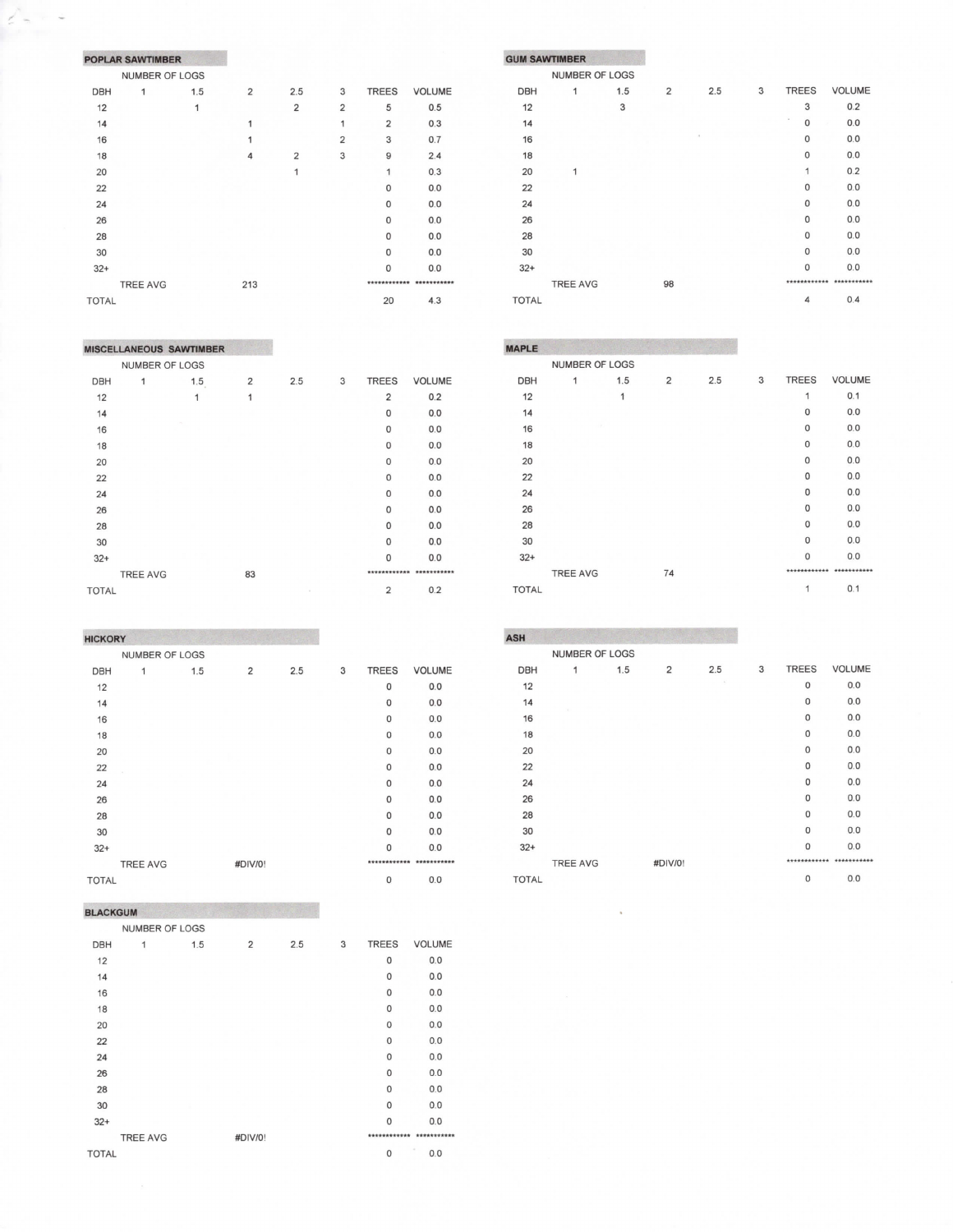### POPLAR SAWTIMBER

| | NUMBER OF LOGS | | | | | | |
|---|---|---|---|---|---|---|---|
| DBH | 1 | 1.5 | 2 | 2.5 | 3 | TREES | VOLUME |
| 12 | | 1 | | 2 | 2 | 5 | 0.5 |
| 14 | | | 1 | | 1 | 2 | 0.3 |
| 16 | | | 1 | | 2 | 3 | 0.7 |
| 18 | | | 4 | 2 | 3 | 9 | 2.4 |
| 20 | | | | 1 | | 1 | 0.3 |
| 22 | | | | | | 0 | 0.0 |
| 24 | | | | | | 0 | 0.0 |
| 26 | | | | | | 0 | 0.0 |
| 28 | | | | | | 0 | 0.0 |
| 30 | | | | | | 0 | 0.0 |
| 32+ | | | | | | 0 | 0.0 |
| TREE AVG | | | 213 | | | ************ | *********** |
| TOTAL | | | | | | 20 | 4.3 |

### GUM SAWTIMBER

| | NUMBER OF LOGS | | | | | | |
|---|---|---|---|---|---|---|---|
| DBH | 1 | 1.5 | 2 | 2.5 | 3 | TREES | VOLUME |
| 12 | | 3 | | | | 3 | 0.2 |
| 14 | | | | | | 0 | 0.0 |
| 16 | | | | | | 0 | 0.0 |
| 18 | | | | | | 0 | 0.0 |
| 20 | 1 | | | | | 1 | 0.2 |
| 22 | | | | | | 0 | 0.0 |
| 24 | | | | | | 0 | 0.0 |
| 26 | | | | | | 0 | 0.0 |
| 28 | | | | | | 0 | 0.0 |
| 30 | | | | | | 0 | 0.0 |
| 32+ | | | | | | 0 | 0.0 |
| TREE AVG | | | 98 | | | ************ | *********** |
| TOTAL | | | | | | 4 | 0.4 |

### MISCELLANEOUS SAWTIMBER

| | NUMBER OF LOGS | | | | | | |
|---|---|---|---|---|---|---|---|
| DBH | 1 | 1.5 | 2 | 2.5 | 3 | TREES | VOLUME |
| 12 | | 1 | 1 | | | 2 | 0.2 |
| 14 | | | | | | 0 | 0.0 |
| 16 | | | | | | 0 | 0.0 |
| 18 | | | | | | 0 | 0.0 |
| 20 | | | | | | 0 | 0.0 |
| 22 | | | | | | 0 | 0.0 |
| 24 | | | | | | 0 | 0.0 |
| 26 | | | | | | 0 | 0.0 |
| 28 | | | | | | 0 | 0.0 |
| 30 | | | | | | 0 | 0.0 |
| 32+ | | | | | | 0 | 0.0 |
| TREE AVG | | | 83 | | | ************ | *********** |
| TOTAL | | | | | | 2 | 0.2 |

### MAPLE

| | NUMBER OF LOGS | | | | | | |
|---|---|---|---|---|---|---|---|
| DBH | 1 | 1.5 | 2 | 2.5 | 3 | TREES | VOLUME |
| 12 | | 1 | | | | 1 | 0.1 |
| 14 | | | | | | 0 | 0.0 |
| 16 | | | | | | 0 | 0.0 |
| 18 | | | | | | 0 | 0.0 |
| 20 | | | | | | 0 | 0.0 |
| 22 | | | | | | 0 | 0.0 |
| 24 | | | | | | 0 | 0.0 |
| 26 | | | | | | 0 | 0.0 |
| 28 | | | | | | 0 | 0.0 |
| 30 | | | | | | 0 | 0.0 |
| 32+ | | | | | | 0 | 0.0 |
| TREE AVG | | | 74 | | | ************ | *********** |
| TOTAL | | | | | | 1 | 0.1 |

### HICKORY

| | NUMBER OF LOGS | | | | | | |
|---|---|---|---|---|---|---|---|
| DBH | 1 | 1.5 | 2 | 2.5 | 3 | TREES | VOLUME |
| 12 | | | | | | 0 | 0.0 |
| 14 | | | | | | 0 | 0.0 |
| 16 | | | | | | 0 | 0.0 |
| 18 | | | | | | 0 | 0.0 |
| 20 | | | | | | 0 | 0.0 |
| 22 | | | | | | 0 | 0.0 |
| 24 | | | | | | 0 | 0.0 |
| 26 | | | | | | 0 | 0.0 |
| 28 | | | | | | 0 | 0.0 |
| 30 | | | | | | 0 | 0.0 |
| 32+ | | | | | | 0 | 0.0 |
| TREE AVG | | | #DIV/0! | | | ************ | *********** |
| TOTAL | | | | | | 0 | 0.0 |

### ASH

| | NUMBER OF LOGS | | | | | | |
|---|---|---|---|---|---|---|---|
| DBH | 1 | 1.5 | 2 | 2.5 | 3 | TREES | VOLUME |
| 12 | | | | | | 0 | 0.0 |
| 14 | | | | | | 0 | 0.0 |
| 16 | | | | | | 0 | 0.0 |
| 18 | | | | | | 0 | 0.0 |
| 20 | | | | | | 0 | 0.0 |
| 22 | | | | | | 0 | 0.0 |
| 24 | | | | | | 0 | 0.0 |
| 26 | | | | | | 0 | 0.0 |
| 28 | | | | | | 0 | 0.0 |
| 30 | | | | | | 0 | 0.0 |
| 32+ | | | | | | 0 | 0.0 |
| TREE AVG | | | #DIV/0! | | | ************ | *********** |
| TOTAL | | | | | | 0 | 0.0 |

### BLACKGUM

| | NUMBER OF LOGS | | | | | | |
|---|---|---|---|---|---|---|---|
| DBH | 1 | 1.5 | 2 | 2.5 | 3 | TREES | VOLUME |
| 12 | | | | | | 0 | 0.0 |
| 14 | | | | | | 0 | 0.0 |
| 16 | | | | | | 0 | 0.0 |
| 18 | | | | | | 0 | 0.0 |
| 20 | | | | | | 0 | 0.0 |
| 22 | | | | | | 0 | 0.0 |
| 24 | | | | | | 0 | 0.0 |
| 26 | | | | | | 0 | 0.0 |
| 28 | | | | | | 0 | 0.0 |
| 30 | | | | | | 0 | 0.0 |
| 32+ | | | | | | 0 | 0.0 |
| TREE AVG | | | #DIV/0! | | | ************ | *********** |
| TOTAL | | | | | | 0 | 0.0 |